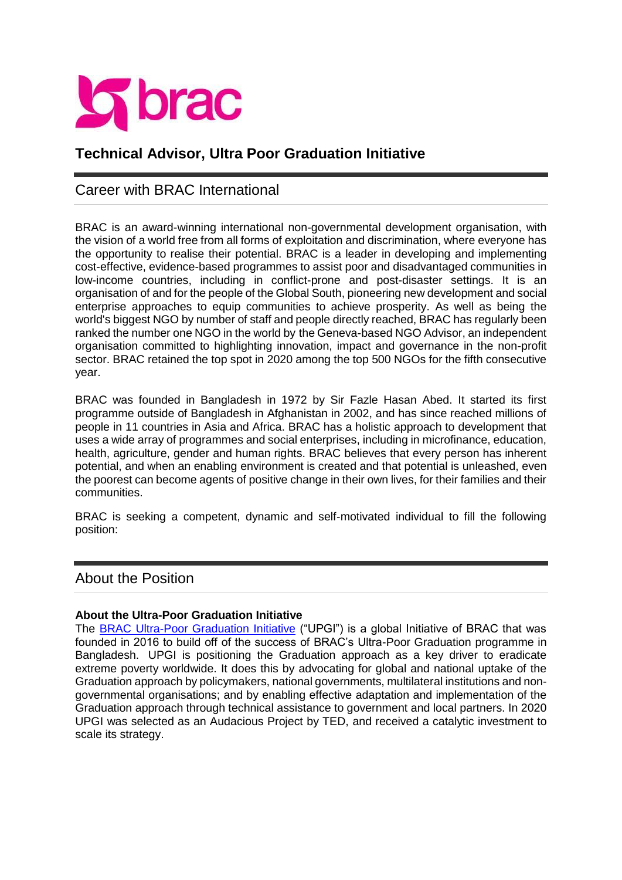# Technical Advisor, Ultra Poor Graduation Initiative

## Career with BRAC International

BRAC is an award-winning international non-governmental development organisation, with the vision of a world free from all forms of exploitation and discrimination, where everyone has the opportunity to realise their potential. BRAC is a leader in developing and implementing cost-effective, evidence-based programmes to assist poor and disadvantaged communities in low-income countries, including in conflict-prone and post-disaster settings. It is an organisation of and for the people of the Global South, pioneering new development and social enterprise approaches to equip communities to achieve prosperity. As well as being the world's biggest NGO by number of staff and people directly reached, BRAC has regularly been ranked the number one NGO in the world by the Geneva-based NGO Advisor, an independent organisation committed to highlighting innovation, impact and governance in the non-profit sector. BRAC retained the top spot in 2020 among the top 500 NGOs for the fifth consecutive year.

BRAC was founded in Bangladesh in 1972 by Sir Fazle Hasan Abed. It started its first programme outside of Bangladesh in Afghanistan in 2002, and has since reached millions of people in 11 countries in Asia and Africa. BRAC has a holistic approach to development that uses a wide array of programmes and social enterprises, including in microfinance, education, health, agriculture, gender and human rights. BRAC believes that every person has inherent potential, and when an enabling environment is created and that potential is unleashed, even the poorest can become agents of positive change in their own lives, for their families and their communities.

BRAC is seeking a competent, dynamic and self-motivated individual to fill the following position:

## About the Position

**About the Ultra-Poor Graduation Initiative**

The BRAC Ultra-Poor Graduation Initiative ("UPGI") is a global Initiative of BRAC that was founded in 2016 to build off of the success of BRAC's Ultra-Poor Graduation programme in Bangladesh. UPGI is positioning the Graduation approach as a key driver to eradicate extreme poverty worldwide. It does this by advocating for global and national uptake of the Graduation approach by policymakers, national governments, multilateral institutions and non-governmental organisations; and by enabling effective adaptation and implementation of the Graduation approach through technical assistance to government and local partners. In 2020 UPGI was selected as an Audacious Project by TED, and received a catalytic investment to scale its strategy.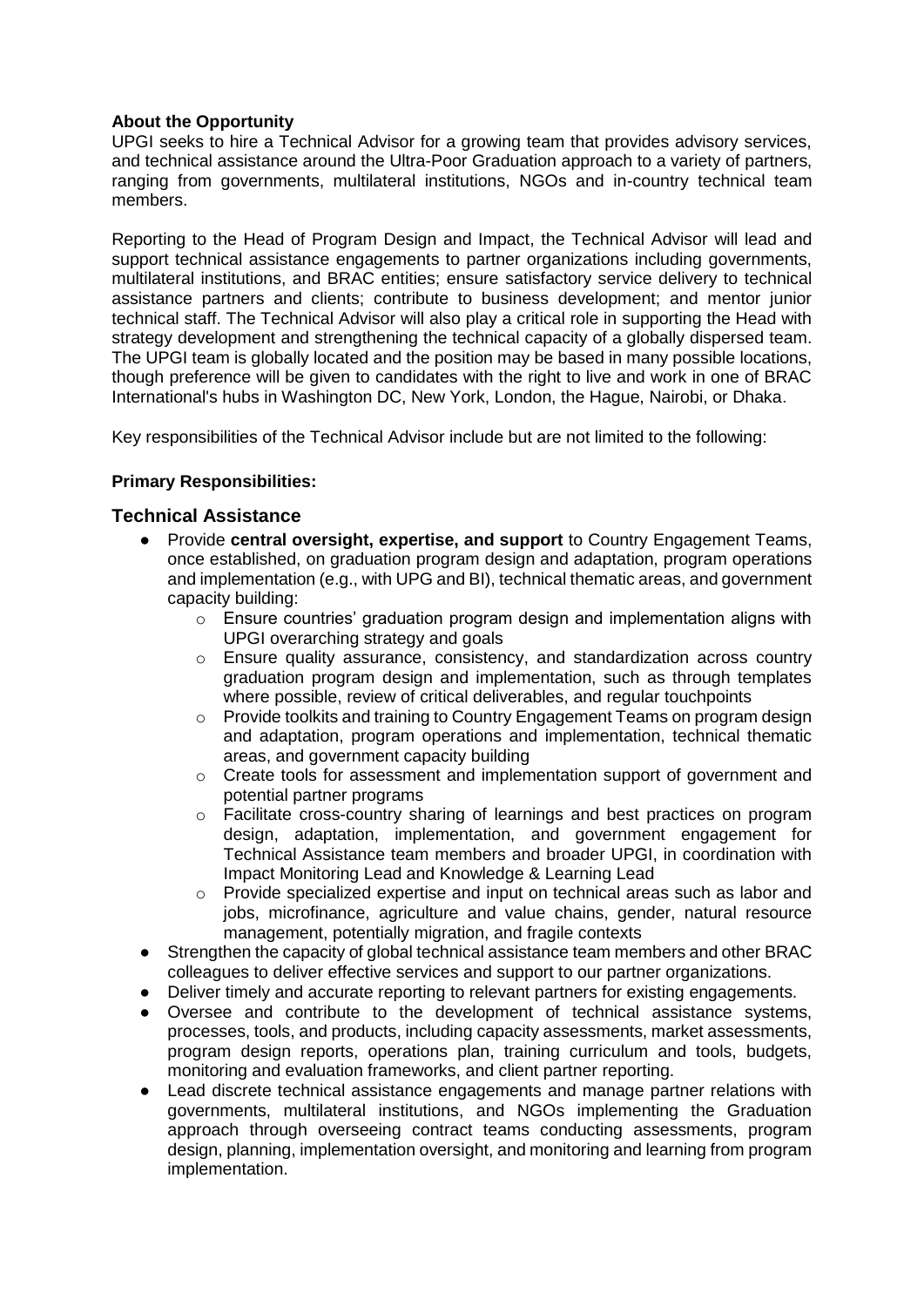**About the Opportunity**

UPGI seeks to hire a Technical Advisor for a growing team that provides advisory services, and technical assistance around the Ultra-Poor Graduation approach to a variety of partners, ranging from governments, multilateral institutions, NGOs and in-country technical team members.

Reporting to the Head of Program Design and Impact, the Technical Advisor will lead and support technical assistance engagements to partner organizations including governments, multilateral institutions, and BRAC entities; ensure satisfactory service delivery to technical assistance partners and clients; contribute to business development; and mentor junior technical staff. The Technical Advisor will also play a critical role in supporting the Head with strategy development and strengthening the technical capacity of a globally dispersed team. The UPGI team is globally located and the position may be based in many possible locations, though preference will be given to candidates with the right to live and work in one of BRAC International's hubs in Washington DC, New York, London, the Hague, Nairobi, or Dhaka.

Key responsibilities of the Technical Advisor include but are not limited to the following:

**Primary Responsibilities:**

## Technical Assistance

- Provide **central oversight, expertise, and support** to Country Engagement Teams, once established, on graduation program design and adaptation, program operations and implementation (e.g., with UPG and BI), technical thematic areas, and government capacity building:
  - Ensure countries' graduation program design and implementation aligns with UPGI overarching strategy and goals
  - Ensure quality assurance, consistency, and standardization across country graduation program design and implementation, such as through templates where possible, review of critical deliverables, and regular touchpoints
  - Provide toolkits and training to Country Engagement Teams on program design and adaptation, program operations and implementation, technical thematic areas, and government capacity building
  - Create tools for assessment and implementation support of government and potential partner programs
  - Facilitate cross-country sharing of learnings and best practices on program design, adaptation, implementation, and government engagement for Technical Assistance team members and broader UPGI, in coordination with Impact Monitoring Lead and Knowledge & Learning Lead
  - Provide specialized expertise and input on technical areas such as labor and jobs, microfinance, agriculture and value chains, gender, natural resource management, potentially migration, and fragile contexts
- Strengthen the capacity of global technical assistance team members and other BRAC colleagues to deliver effective services and support to our partner organizations.
- Deliver timely and accurate reporting to relevant partners for existing engagements.
- Oversee and contribute to the development of technical assistance systems, processes, tools, and products, including capacity assessments, market assessments, program design reports, operations plan, training curriculum and tools, budgets, monitoring and evaluation frameworks, and client partner reporting.
- Lead discrete technical assistance engagements and manage partner relations with governments, multilateral institutions, and NGOs implementing the Graduation approach through overseeing contract teams conducting assessments, program design, planning, implementation oversight, and monitoring and learning from program implementation.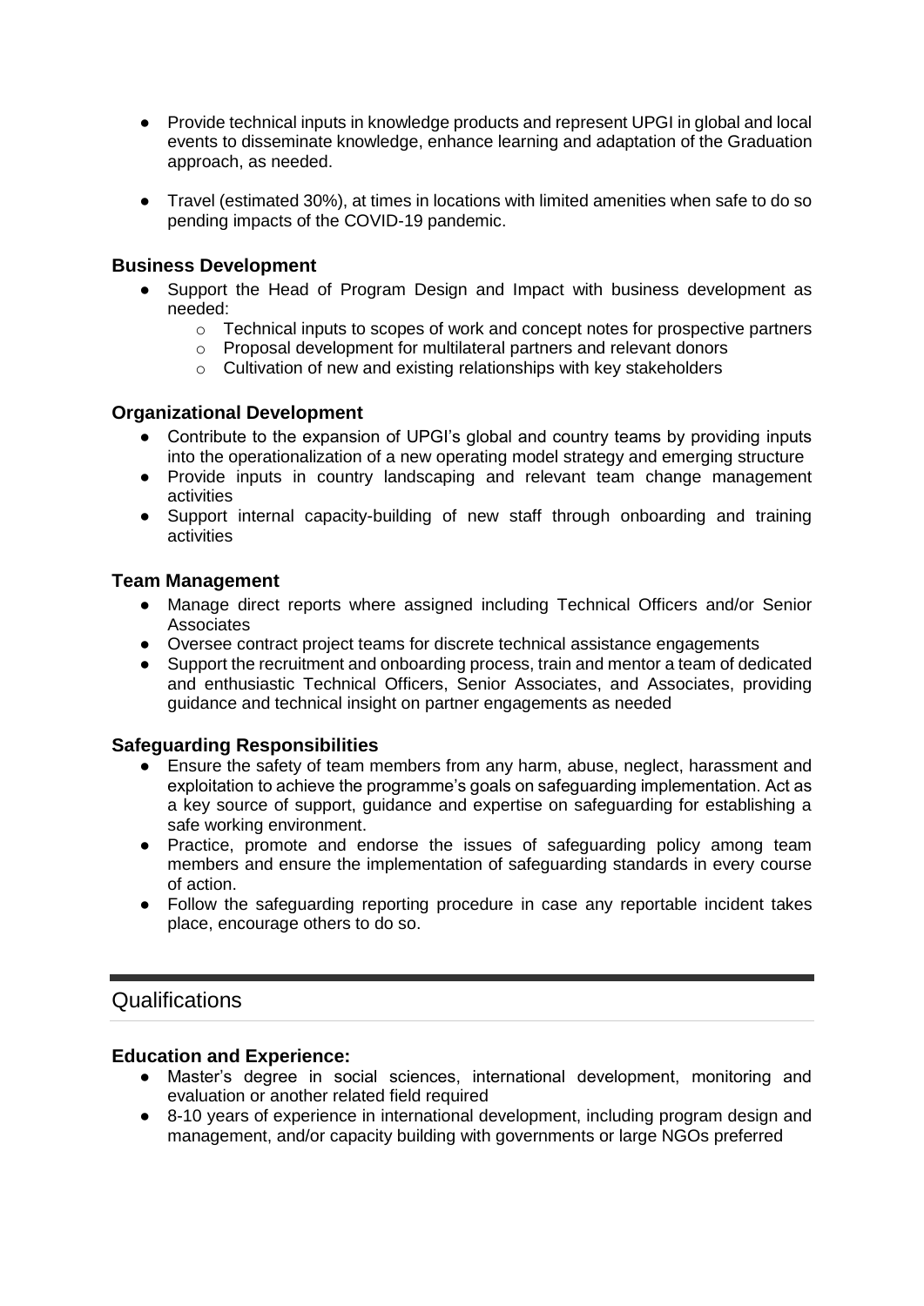- Provide technical inputs in knowledge products and represent UPGI in global and local events to disseminate knowledge, enhance learning and adaptation of the Graduation approach, as needed.

- Travel (estimated 30%), at times in locations with limited amenities when safe to do so pending impacts of the COVID-19 pandemic.

### Business Development

- Support the Head of Program Design and Impact with business development as needed:
  - Technical inputs to scopes of work and concept notes for prospective partners
  - Proposal development for multilateral partners and relevant donors
  - Cultivation of new and existing relationships with key stakeholders

### Organizational Development

- Contribute to the expansion of UPGI's global and country teams by providing inputs into the operationalization of a new operating model strategy and emerging structure
- Provide inputs in country landscaping and relevant team change management activities
- Support internal capacity-building of new staff through onboarding and training activities

### Team Management

- Manage direct reports where assigned including Technical Officers and/or Senior Associates
- Oversee contract project teams for discrete technical assistance engagements
- Support the recruitment and onboarding process, train and mentor a team of dedicated and enthusiastic Technical Officers, Senior Associates, and Associates, providing guidance and technical insight on partner engagements as needed

### Safeguarding Responsibilities

- Ensure the safety of team members from any harm, abuse, neglect, harassment and exploitation to achieve the programme's goals on safeguarding implementation. Act as a key source of support, guidance and expertise on safeguarding for establishing a safe working environment.
- Practice, promote and endorse the issues of safeguarding policy among team members and ensure the implementation of safeguarding standards in every course of action.
- Follow the safeguarding reporting procedure in case any reportable incident takes place, encourage others to do so.

## Qualifications

### Education and Experience:

- Master's degree in social sciences, international development, monitoring and evaluation or another related field required
- 8-10 years of experience in international development, including program design and management, and/or capacity building with governments or large NGOs preferred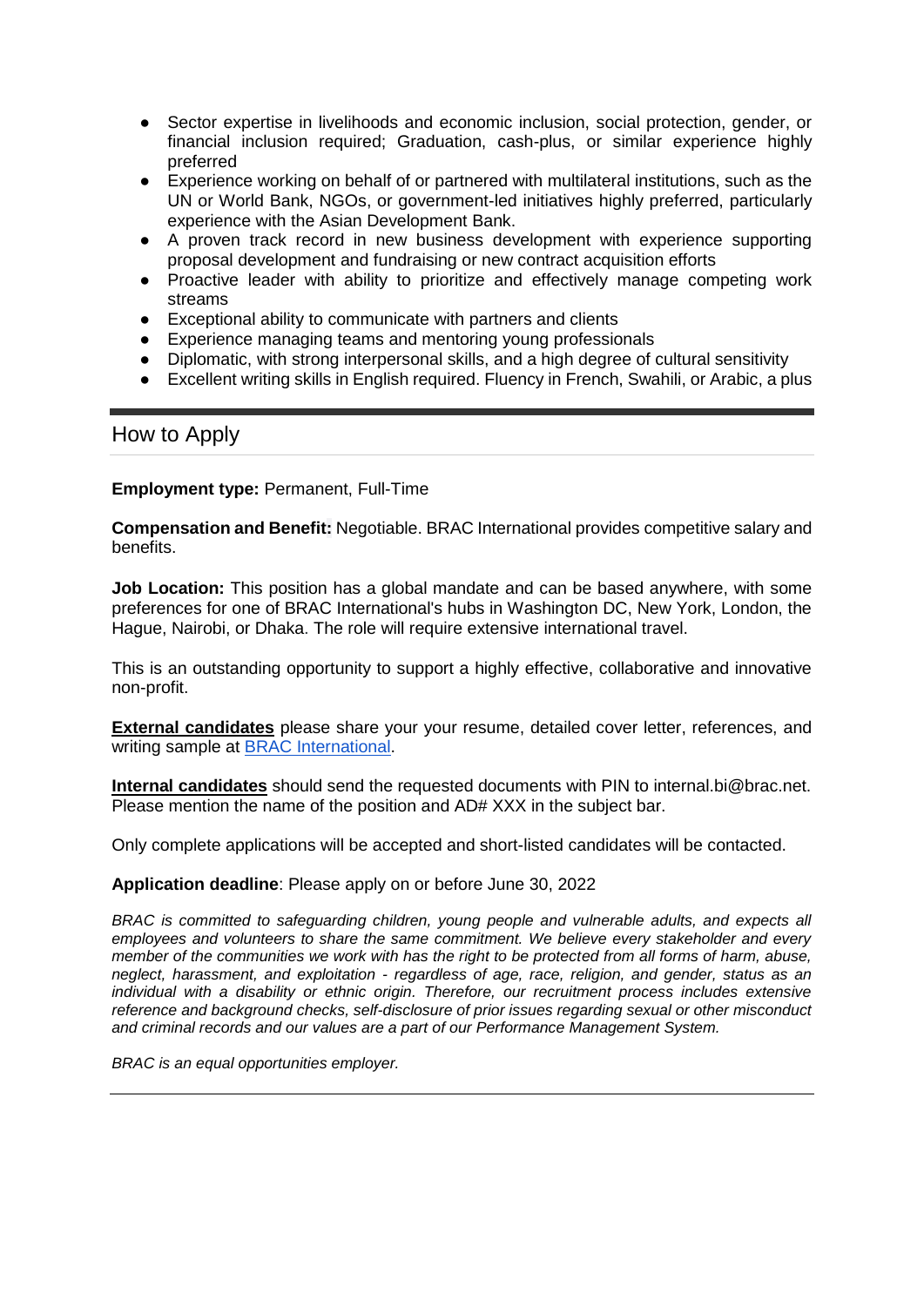- Sector expertise in livelihoods and economic inclusion, social protection, gender, or financial inclusion required; Graduation, cash-plus, or similar experience highly preferred
- Experience working on behalf of or partnered with multilateral institutions, such as the UN or World Bank, NGOs, or government-led initiatives highly preferred, particularly experience with the Asian Development Bank.
- A proven track record in new business development with experience supporting proposal development and fundraising or new contract acquisition efforts
- Proactive leader with ability to prioritize and effectively manage competing work streams
- Exceptional ability to communicate with partners and clients
- Experience managing teams and mentoring young professionals
- Diplomatic, with strong interpersonal skills, and a high degree of cultural sensitivity
- Excellent writing skills in English required. Fluency in French, Swahili, or Arabic, a plus

## How to Apply

**Employment type:** Permanent, Full-Time

**Compensation and Benefit:** Negotiable. BRAC International provides competitive salary and benefits.

**Job Location:** This position has a global mandate and can be based anywhere, with some preferences for one of BRAC International's hubs in Washington DC, New York, London, the Hague, Nairobi, or Dhaka. The role will require extensive international travel.

This is an outstanding opportunity to support a highly effective, collaborative and innovative non-profit.

**External candidates** please share your your resume, detailed cover letter, references, and writing sample at BRAC International.

**Internal candidates** should send the requested documents with PIN to internal.bi@brac.net. Please mention the name of the position and AD# XXX in the subject bar.

Only complete applications will be accepted and short-listed candidates will be contacted.

**Application deadline**: Please apply on or before June 30, 2022

*BRAC is committed to safeguarding children, young people and vulnerable adults, and expects all employees and volunteers to share the same commitment. We believe every stakeholder and every member of the communities we work with has the right to be protected from all forms of harm, abuse, neglect, harassment, and exploitation - regardless of age, race, religion, and gender, status as an individual with a disability or ethnic origin. Therefore, our recruitment process includes extensive reference and background checks, self-disclosure of prior issues regarding sexual or other misconduct and criminal records and our values are a part of our Performance Management System.*

*BRAC is an equal opportunities employer.*